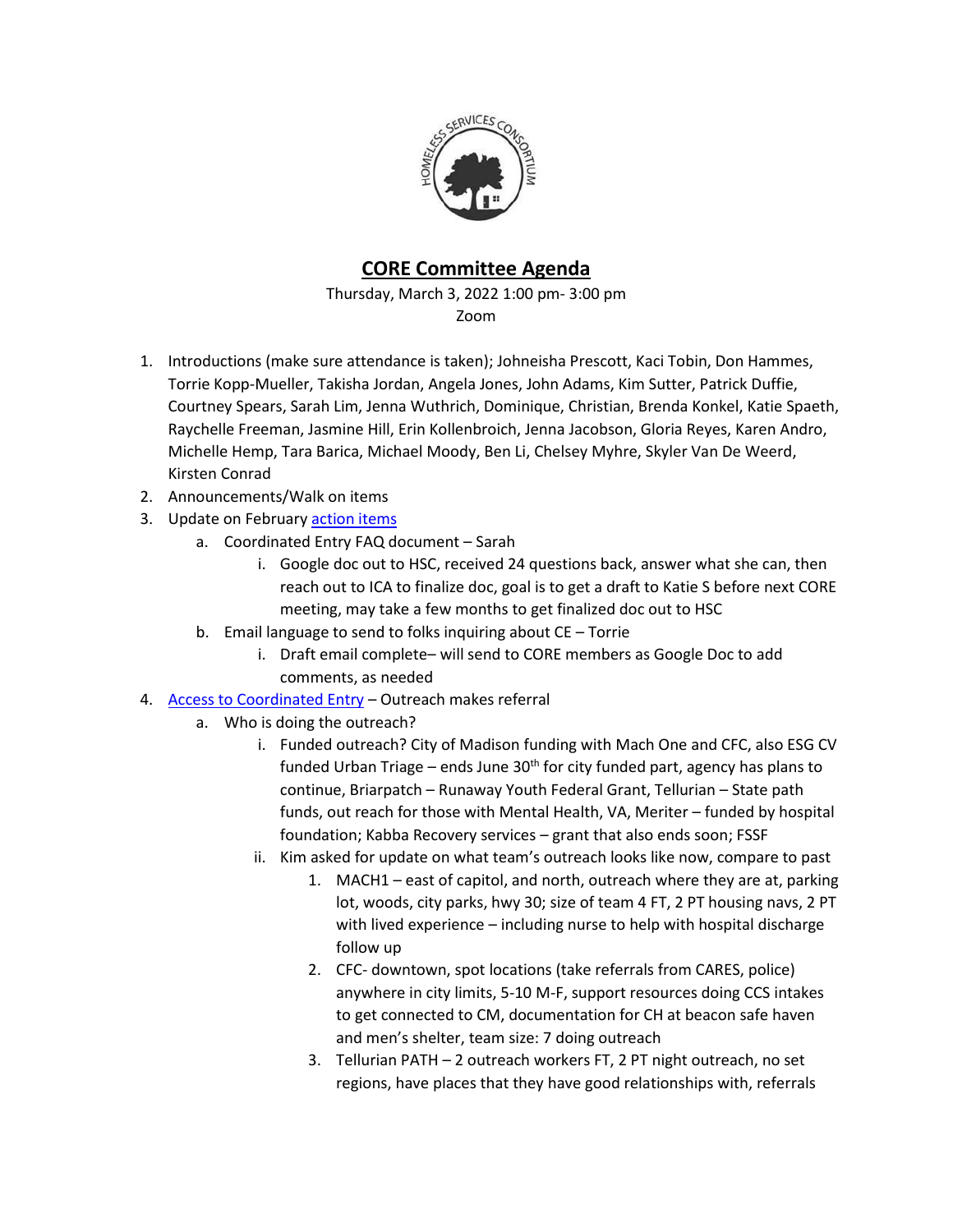# CORE Committee Agenda

Thursday, March 3, 2022 1:00 pm- 3:00 pm

Zoom

1. Introductions (make sure attendance is taken); Johneisha Prescott, Kaci Tobin, Don Hammes, Torrie Kopp-Mueller, Takisha Jordan, Angela Jones, John Adams, Kim Sutter, Patrick Duffie, Courtney Spears, Sarah Lim, Jenna Wuthrich, Dominique, Christian, Brenda Konkel, Katie Spaeth, Raychelle Freeman, Jasmine Hill, Erin Kollenbroich, Jenna Jacobson, Gloria Reyes, Karen Andro, Michelle Hemp, Tara Barica, Michael Moody, Ben Li, Chelsey Myhre, Skyler Van De Weerd, Kirsten Conrad
2. Announcements/Walk on items
3. Update on February action items
   a. Coordinated Entry FAQ document – Sarah
      i. Google doc out to HSC, received 24 questions back, answer what she can, then reach out to ICA to finalize doc, goal is to get a draft to Katie S before next CORE meeting, may take a few months to get finalized doc out to HSC
   b. Email language to send to folks inquiring about CE – Torrie
      i. Draft email complete– will send to CORE members as Google Doc to add comments, as needed
4. Access to Coordinated Entry – Outreach makes referral
   a. Who is doing the outreach?
      i. Funded outreach? City of Madison funding with Mach One and CFC, also ESG CV funded Urban Triage – ends June 30th for city funded part, agency has plans to continue, Briarpatch – Runaway Youth Federal Grant, Tellurian – State path funds, out reach for those with Mental Health, VA, Meriter – funded by hospital foundation; Kabba Recovery services – grant that also ends soon; FSSF
      ii. Kim asked for update on what team's outreach looks like now, compare to past
         1. MACH1 – east of capitol, and north, outreach where they are at, parking lot, woods, city parks, hwy 30; size of team 4 FT, 2 PT housing navs, 2 PT with lived experience – including nurse to help with hospital discharge follow up
         2. CFC- downtown, spot locations (take referrals from CARES, police) anywhere in city limits, 5-10 M-F, support resources doing CCS intakes to get connected to CM, documentation for CH at beacon safe haven and men's shelter, team size: 7 doing outreach
         3. Tellurian PATH – 2 outreach workers FT, 2 PT night outreach, no set regions, have places that they have good relationships with, referrals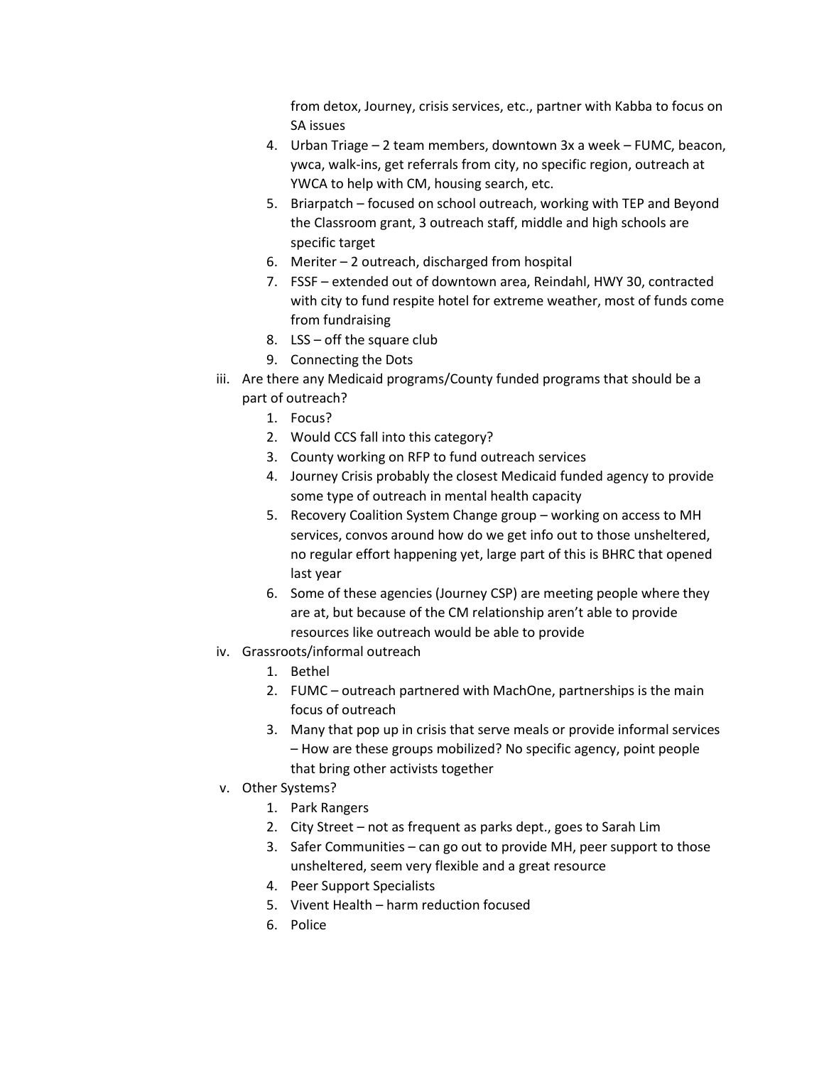from detox, Journey, crisis services, etc., partner with Kabba to focus on SA issues

4. Urban Triage – 2 team members, downtown 3x a week – FUMC, beacon, ywca, walk-ins, get referrals from city, no specific region, outreach at YWCA to help with CM, housing search, etc.
5. Briarpatch – focused on school outreach, working with TEP and Beyond the Classroom grant, 3 outreach staff, middle and high schools are specific target
6. Meriter – 2 outreach, discharged from hospital
7. FSSF – extended out of downtown area, Reindahl, HWY 30, contracted with city to fund respite hotel for extreme weather, most of funds come from fundraising
8. LSS – off the square club
9. Connecting the Dots

iii. Are there any Medicaid programs/County funded programs that should be a part of outreach?

1. Focus?
2. Would CCS fall into this category?
3. County working on RFP to fund outreach services
4. Journey Crisis probably the closest Medicaid funded agency to provide some type of outreach in mental health capacity
5. Recovery Coalition System Change group – working on access to MH services, convos around how do we get info out to those unsheltered, no regular effort happening yet, large part of this is BHRC that opened last year
6. Some of these agencies (Journey CSP) are meeting people where they are at, but because of the CM relationship aren't able to provide resources like outreach would be able to provide

iv. Grassroots/informal outreach

1. Bethel
2. FUMC – outreach partnered with MachOne, partnerships is the main focus of outreach
3. Many that pop up in crisis that serve meals or provide informal services – How are these groups mobilized? No specific agency, point people that bring other activists together

v. Other Systems?

1. Park Rangers
2. City Street – not as frequent as parks dept., goes to Sarah Lim
3. Safer Communities – can go out to provide MH, peer support to those unsheltered, seem very flexible and a great resource
4. Peer Support Specialists
5. Vivent Health – harm reduction focused
6. Police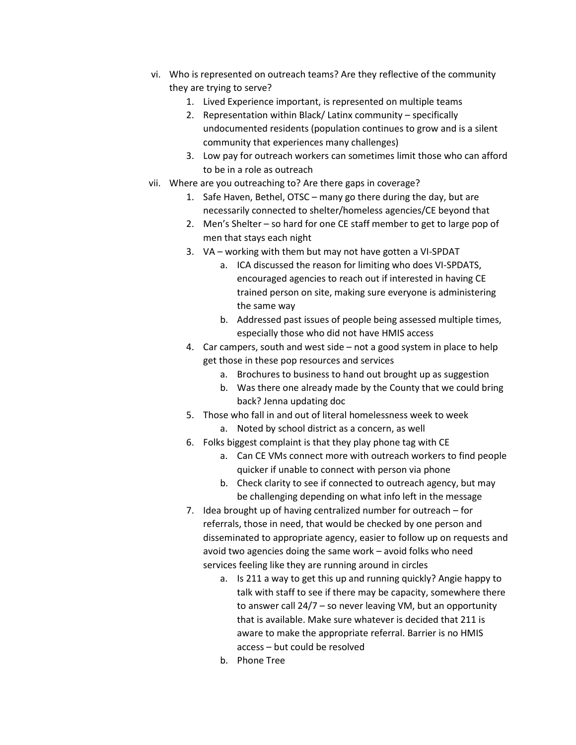vi. Who is represented on outreach teams? Are they reflective of the community they are trying to serve?
    1. Lived Experience important, is represented on multiple teams
    2. Representation within Black/ Latinx community – specifically undocumented residents (population continues to grow and is a silent community that experiences many challenges)
    3. Low pay for outreach workers can sometimes limit those who can afford to be in a role as outreach

vii. Where are you outreaching to? Are there gaps in coverage?
    1. Safe Haven, Bethel, OTSC – many go there during the day, but are necessarily connected to shelter/homeless agencies/CE beyond that
    2. Men's Shelter – so hard for one CE staff member to get to large pop of men that stays each night
    3. VA – working with them but may not have gotten a VI-SPDAT
        a. ICA discussed the reason for limiting who does VI-SPDATS, encouraged agencies to reach out if interested in having CE trained person on site, making sure everyone is administering the same way
        b. Addressed past issues of people being assessed multiple times, especially those who did not have HMIS access
    4. Car campers, south and west side – not a good system in place to help get those in these pop resources and services
        a. Brochures to business to hand out brought up as suggestion
        b. Was there one already made by the County that we could bring back? Jenna updating doc
    5. Those who fall in and out of literal homelessness week to week
        a. Noted by school district as a concern, as well
    6. Folks biggest complaint is that they play phone tag with CE
        a. Can CE VMs connect more with outreach workers to find people quicker if unable to connect with person via phone
        b. Check clarity to see if connected to outreach agency, but may be challenging depending on what info left in the message
    7. Idea brought up of having centralized number for outreach – for referrals, those in need, that would be checked by one person and disseminated to appropriate agency, easier to follow up on requests and avoid two agencies doing the same work – avoid folks who need services feeling like they are running around in circles
        a. Is 211 a way to get this up and running quickly? Angie happy to talk with staff to see if there may be capacity, somewhere there to answer call 24/7 – so never leaving VM, but an opportunity that is available. Make sure whatever is decided that 211 is aware to make the appropriate referral. Barrier is no HMIS access – but could be resolved
        b. Phone Tree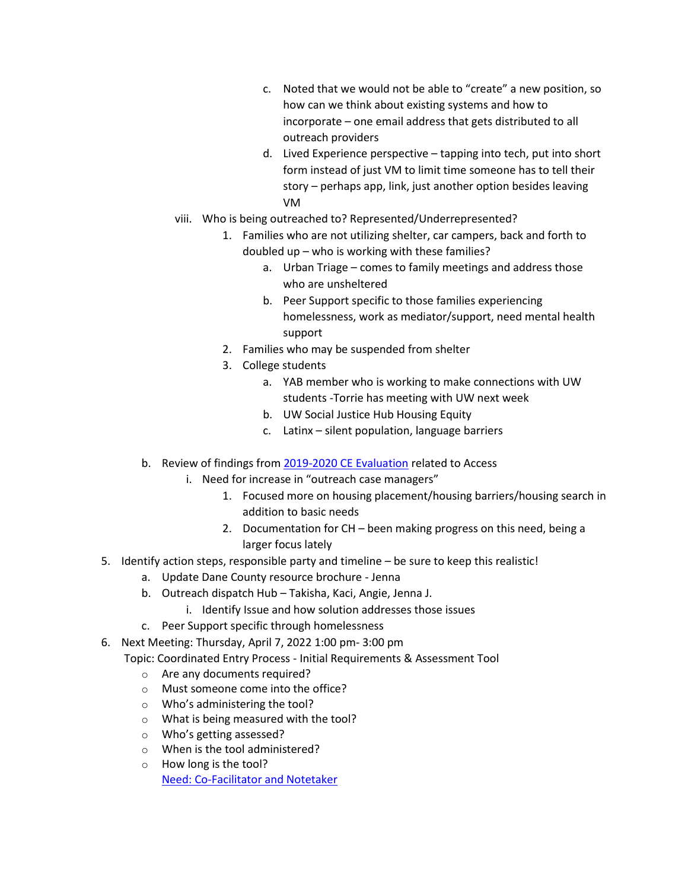c. Noted that we would not be able to "create" a new position, so how can we think about existing systems and how to incorporate – one email address that gets distributed to all outreach providers
            d. Lived Experience perspective – tapping into tech, put into short form instead of just VM to limit time someone has to tell their story – perhaps app, link, just another option besides leaving VM
    viii. Who is being outreached to? Represented/Underrepresented?
        1. Families who are not utilizing shelter, car campers, back and forth to doubled up – who is working with these families?
            a. Urban Triage – comes to family meetings and address those who are unsheltered
            b. Peer Support specific to those families experiencing homelessness, work as mediator/support, need mental health support
        2. Families who may be suspended from shelter
        3. College students
            a. YAB member who is working to make connections with UW students -Torrie has meeting with UW next week
            b. UW Social Justice Hub Housing Equity
            c. Latinx – silent population, language barriers

  b. Review of findings from [2019-2020 CE Evaluation]() related to Access
    i. Need for increase in "outreach case managers"
        1. Focused more on housing placement/housing barriers/housing search in addition to basic needs
        2. Documentation for CH – been making progress on this need, being a larger focus lately

5. Identify action steps, responsible party and timeline – be sure to keep this realistic!
    a. Update Dane County resource brochure - Jenna
    b. Outreach dispatch Hub – Takisha, Kaci, Angie, Jenna J.
        i. Identify Issue and how solution addresses those issues
    c. Peer Support specific through homelessness
6. Next Meeting: Thursday, April 7, 2022 1:00 pm- 3:00 pm
   Topic: Coordinated Entry Process - Initial Requirements & Assessment Tool
    - Are any documents required?
    - Must someone come into the office?
    - Who's administering the tool?
    - What is being measured with the tool?
    - Who's getting assessed?
    - When is the tool administered?
    - How long is the tool?

    [Need: Co-Facilitator and Notetaker]()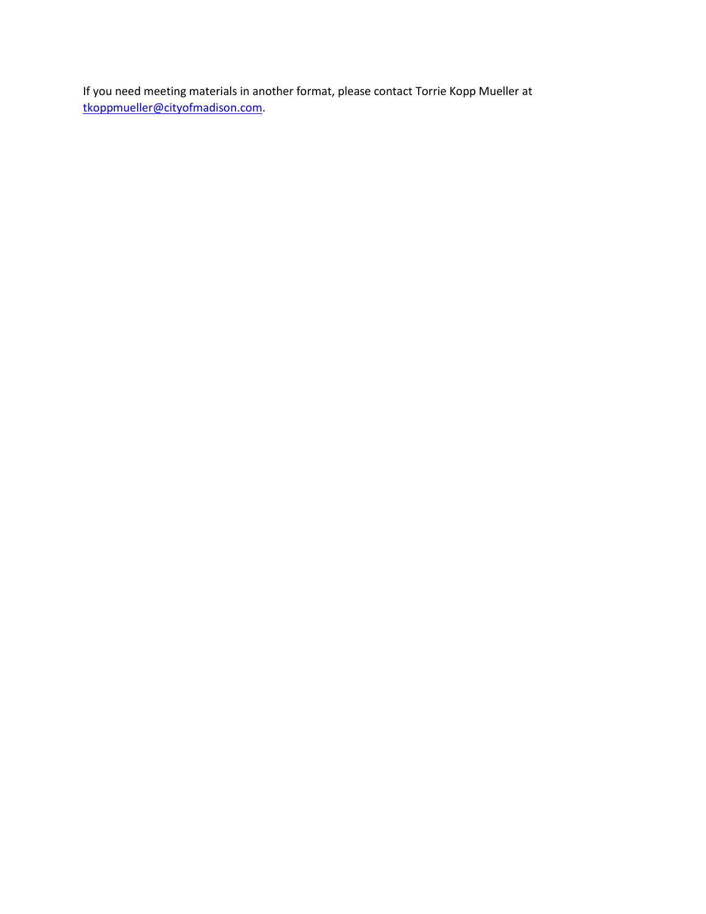If you need meeting materials in another format, please contact Torrie Kopp Mueller at [tkoppmueller@cityofmadison.com](mailto:tkoppmueller@cityofmadison.com).